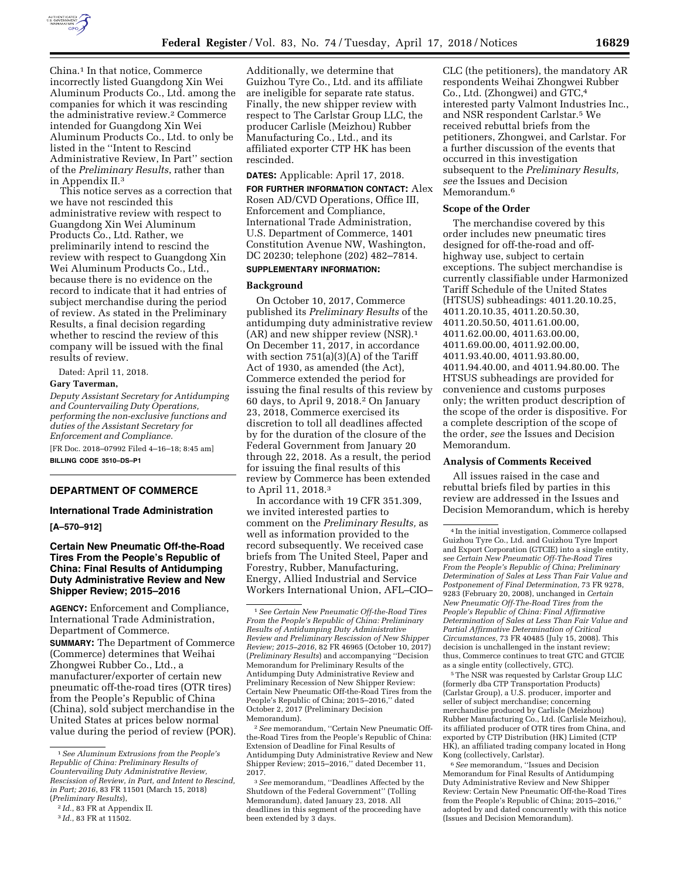China.[1] In that notice, Commerce incorrectly listed Guangdong Xin Wei Aluminum Products Co., Ltd. among the companies for which it was rescinding the administrative review.[2] Commerce intended for Guangdong Xin Wei Aluminum Products Co., Ltd. to only be listed in the ''Intent to Rescind Administrative Review, In Part'' section of the *Preliminary Results*, rather than in Appendix II.[3]

This notice serves as a correction that we have not rescinded this administrative review with respect to Guangdong Xin Wei Aluminum Products Co., Ltd. Rather, we preliminarily intend to rescind the review with respect to Guangdong Xin Wei Aluminum Products Co., Ltd., because there is no evidence on the record to indicate that it had entries of subject merchandise during the period of review. As stated in the Preliminary Results, a final decision regarding whether to rescind the review of this company will be issued with the final results of review.

Dated: April 11, 2018.

**Gary Taverman,**

*Deputy Assistant Secretary for Antidumping and Countervailing Duty Operations, performing the non-exclusive functions and duties of the Assistant Secretary for Enforcement and Compliance.*

[FR Doc. 2018–07992 Filed 4–16–18; 8:45 am]

**BILLING CODE 3510–DS–P1**

[1] *See Aluminum Extrusions from the People's Republic of China: Preliminary Results of Countervailing Duty Administrative Review, Rescission of Review, in Part, and Intent to Rescind, in Part; 2016*, 83 FR 11501 (March 15, 2018) (*Preliminary Results*),

[2] *Id.*, 83 FR at Appendix II.

[3] *Id.*, 83 FR at 11502.

---

## DEPARTMENT OF COMMERCE

### International Trade Administration

**[A–570–912]**

### Certain New Pneumatic Off-the-Road Tires From the People's Republic of China: Final Results of Antidumping Duty Administrative Review and New Shipper Review; 2015–2016

**AGENCY:** Enforcement and Compliance, International Trade Administration, Department of Commerce.

**SUMMARY:** The Department of Commerce (Commerce) determines that Weihai Zhongwei Rubber Co., Ltd., a manufacturer/exporter of certain new pneumatic off-the-road tires (OTR tires) from the People's Republic of China (China), sold subject merchandise in the United States at prices below normal value during the period of review (POR). Additionally, we determine that Guizhou Tyre Co., Ltd. and its affiliate are ineligible for separate rate status. Finally, the new shipper review with respect to The Carlstar Group LLC, the producer Carlisle (Meizhou) Rubber Manufacturing Co., Ltd., and its affiliated exporter CTP HK has been rescinded.

**DATES:** Applicable: April 17, 2018.

**FOR FURTHER INFORMATION CONTACT:** Alex Rosen AD/CVD Operations, Office III, Enforcement and Compliance, International Trade Administration, U.S. Department of Commerce, 1401 Constitution Avenue NW, Washington, DC 20230; telephone (202) 482–7814.

**SUPPLEMENTARY INFORMATION:**

#### Background

On October 10, 2017, Commerce published its *Preliminary Results* of the antidumping duty administrative review (AR) and new shipper review (NSR).[1] On December 11, 2017, in accordance with section 751(a)(3)(A) of the Tariff Act of 1930, as amended (the Act), Commerce extended the period for issuing the final results of this review by 60 days, to April 9, 2018.[2] On January 23, 2018, Commerce exercised its discretion to toll all deadlines affected by for the duration of the closure of the Federal Government from January 20 through 22, 2018. As a result, the period for issuing the final results of this review by Commerce has been extended to April 11, 2018.[3]

In accordance with 19 CFR 351.309, we invited interested parties to comment on the *Preliminary Results,* as well as information provided to the record subsequently. We received case briefs from The United Steel, Paper and Forestry, Rubber, Manufacturing, Energy, Allied Industrial and Service Workers International Union, AFL–CIO–CLC (the petitioners), the mandatory AR respondents Weihai Zhongwei Rubber Co., Ltd. (Zhongwei) and GTC,[4] interested party Valmont Industries Inc., and NSR respondent Carlstar.[5] We received rebuttal briefs from the petitioners, Zhongwei, and Carlstar. For a further discussion of the events that occurred in this investigation subsequent to the *Preliminary Results, see* the Issues and Decision Memorandum.[6]

#### Scope of the Order

The merchandise covered by this order includes new pneumatic tires designed for off-the-road and off-highway use, subject to certain exceptions. The subject merchandise is currently classifiable under Harmonized Tariff Schedule of the United States (HTSUS) subheadings: 4011.20.10.25, 4011.20.10.35, 4011.20.50.30, 4011.20.50.50, 4011.61.00.00, 4011.62.00.00, 4011.63.00.00, 4011.69.00.00, 4011.92.00.00, 4011.93.40.00, 4011.93.80.00, 4011.94.40.00, and 4011.94.80.00. The HTSUS subheadings are provided for convenience and customs purposes only; the written product description of the scope of the order is dispositive. For a complete description of the scope of the order, *see* the Issues and Decision Memorandum.

#### Analysis of Comments Received

All issues raised in the case and rebuttal briefs filed by parties in this review are addressed in the Issues and Decision Memorandum, which is hereby

[1] *See Certain New Pneumatic Off-the-Road Tires From the People's Republic of China: Preliminary Results of Antidumping Duty Administrative Review and Preliminary Rescission of New Shipper Review; 2015–2016*, 82 FR 46965 (October 10, 2017) (*Preliminary Results*) and accompanying ''Decision Memorandum for Preliminary Results of the Antidumping Duty Administrative Review and Preliminary Recession of New Shipper Review: Certain New Pneumatic Off-the-Road Tires from the People's Republic of China; 2015–2016,'' dated October 2, 2017 (Preliminary Decision Memorandum).

[2] *See* memorandum, ''Certain New Pneumatic Off-the-Road Tires from the People's Republic of China: Extension of Deadline for Final Results of Antidumping Duty Administrative Review and New Shipper Review; 2015–2016,'' dated December 11, 2017.

[3] *See* memorandum, ''Deadlines Affected by the Shutdown of the Federal Government'' (Tolling Memorandum), dated January 23, 2018. All deadlines in this segment of the proceeding have been extended by 3 days.

[4] In the initial investigation, Commerce collapsed Guizhou Tyre Co., Ltd. and Guizhou Tyre Import and Export Corporation (GTCIE) into a single entity, *see Certain New Pneumatic Off-The-Road Tires From the People's Republic of China; Preliminary Determination of Sales at Less Than Fair Value and Postponement of Final Determination,* 73 FR 9278, 9283 (February 20, 2008), unchanged in *Certain New Pneumatic Off-The-Road Tires from the People's Republic of China: Final Affirmative Determination of Sales at Less Than Fair Value and Partial Affirmative Determination of Critical Circumstances,* 73 FR 40485 (July 15, 2008). This decision is unchallenged in the instant review; thus, Commerce continues to treat GTC and GTCIE as a single entity (collectively, GTC).

[5] The NSR was requested by Carlstar Group LLC (formerly dba CTP Transportation Products) (Carlstar Group), a U.S. producer, importer and seller of subject merchandise; concerning merchandise produced by Carlisle (Meizhou) Rubber Manufacturing Co., Ltd. (Carlisle Meizhou), its affiliated producer of OTR tires from China, and exported by CTP Distribution (HK) Limited (CTP HK), an affiliated trading company located in Hong Kong (collectively, Carlstar).

[6] *See* memorandum, ''Issues and Decision Memorandum for Final Results of Antidumping Duty Administrative Review and New Shipper Review: Certain New Pneumatic Off-the-Road Tires from the People's Republic of China; 2015–2016,'' adopted by and dated concurrently with this notice (Issues and Decision Memorandum).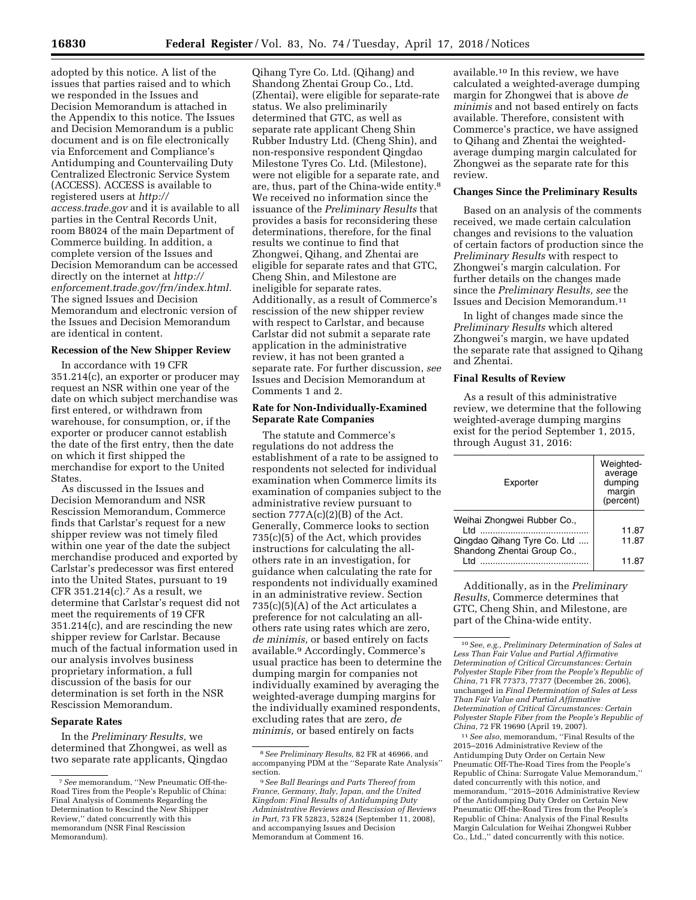adopted by this notice. A list of the issues that parties raised and to which we responded in the Issues and Decision Memorandum is attached in the Appendix to this notice. The Issues and Decision Memorandum is a public document and is on file electronically via Enforcement and Compliance's Antidumping and Countervailing Duty Centralized Electronic Service System (ACCESS). ACCESS is available to registered users at *http://access.trade.gov* and it is available to all parties in the Central Records Unit, room B8024 of the main Department of Commerce building. In addition, a complete version of the Issues and Decision Memorandum can be accessed directly on the internet at *http://enforcement.trade.gov/frn/index.html.* The signed Issues and Decision Memorandum and electronic version of the Issues and Decision Memorandum are identical in content.

**Recession of the New Shipper Review**

In accordance with 19 CFR 351.214(c), an exporter or producer may request an NSR within one year of the date on which subject merchandise was first entered, or withdrawn from warehouse, for consumption, or, if the exporter or producer cannot establish the date of the first entry, then the date on which it first shipped the merchandise for export to the United States.

As discussed in the Issues and Decision Memorandum and NSR Rescission Memorandum, Commerce finds that Carlstar's request for a new shipper review was not timely filed within one year of the date the subject merchandise produced and exported by Carlstar's predecessor was first entered into the United States, pursuant to 19 CFR 351.214(c).[7] As a result, we determine that Carlstar's request did not meet the requirements of 19 CFR 351.214(c), and are rescinding the new shipper review for Carlstar. Because much of the factual information used in our analysis involves business proprietary information, a full discussion of the basis for our determination is set forth in the NSR Rescission Memorandum.

**Separate Rates**

In the *Preliminary Results,* we determined that Zhongwei, as well as two separate rate applicants, Qingdao Qihang Tyre Co. Ltd. (Qihang) and Shandong Zhentai Group Co., Ltd. (Zhentai), were eligible for separate-rate status. We also preliminarily determined that GTC, as well as separate rate applicant Cheng Shin Rubber Industry Ltd. (Cheng Shin), and non-responsive respondent Qingdao Milestone Tyres Co. Ltd. (Milestone), were not eligible for a separate rate, and are, thus, part of the China-wide entity.[8] We received no information since the issuance of the *Preliminary Results* that provides a basis for reconsidering these determinations, therefore, for the final results we continue to find that Zhongwei, Qihang, and Zhentai are eligible for separate rates and that GTC, Cheng Shin, and Milestone are ineligible for separate rates. Additionally, as a result of Commerce's rescission of the new shipper review with respect to Carlstar, and because Carlstar did not submit a separate rate application in the administrative review, it has not been granted a separate rate. For further discussion, *see* Issues and Decision Memorandum at Comments 1 and 2.

**Rate for Non-Individually-Examined Separate Rate Companies**

The statute and Commerce's regulations do not address the establishment of a rate to be assigned to respondents not selected for individual examination when Commerce limits its examination of companies subject to the administrative review pursuant to section 777A(c)(2)(B) of the Act. Generally, Commerce looks to section 735(c)(5) of the Act, which provides instructions for calculating the all-others rate in an investigation, for guidance when calculating the rate for respondents not individually examined in an administrative review. Section 735(c)(5)(A) of the Act articulates a preference for not calculating an all-others rate using rates which are zero, *de minimis,* or based entirely on facts available.[9] Accordingly, Commerce's usual practice has been to determine the dumping margin for companies not individually examined by averaging the weighted-average dumping margins for the individually examined respondents, excluding rates that are zero, *de minimis,* or based entirely on facts available.[10] In this review, we have calculated a weighted-average dumping margin for Zhongwei that is above *de minimis* and not based entirely on facts available. Therefore, consistent with Commerce's practice, we have assigned to Qihang and Zhentai the weighted-average dumping margin calculated for Zhongwei as the separate rate for this review.

**Changes Since the Preliminary Results**

Based on an analysis of the comments received, we made certain calculation changes and revisions to the valuation of certain factors of production since the *Preliminary Results* with respect to Zhongwei's margin calculation. For further details on the changes made since the *Preliminary Results, see* the Issues and Decision Memorandum.[11]

In light of changes made since the *Preliminary Results* which altered Zhongwei's margin, we have updated the separate rate that assigned to Qihang and Zhentai.

**Final Results of Review**

As a result of this administrative review, we determine that the following weighted-average dumping margins exist for the period September 1, 2015, through August 31, 2016:

| Exporter | Weighted-average dumping margin (percent) |
|---|---|
| Weihai Zhongwei Rubber Co., Ltd | 11.87 |
| Qingdao Qihang Tyre Co. Ltd | 11.87 |
| Shandong Zhentai Group Co., Ltd | 11.87 |

Additionally, as in the *Preliminary Results,* Commerce determines that GTC, Cheng Shin, and Milestone, are part of the China-wide entity.

---

[7] *See* memorandum, "New Pneumatic Off-the-Road Tires from the People's Republic of China: Final Analysis of Comments Regarding the Determination to Rescind the New Shipper Review," dated concurrently with this memorandum (NSR Final Rescission Memorandum).

[8] *See Preliminary Results,* 82 FR at 46966, and accompanying PDM at the "Separate Rate Analysis" section.

[9] *See Ball Bearings and Parts Thereof from France, Germany, Italy, Japan, and the United Kingdom: Final Results of Antidumping Duty Administrative Reviews and Rescission of Reviews in Part,* 73 FR 52823, 52824 (September 11, 2008), and accompanying Issues and Decision Memorandum at Comment 16.

[10] *See, e.g., Preliminary Determination of Sales at Less Than Fair Value and Partial Affirmative Determination of Critical Circumstances: Certain Polyester Staple Fiber from the People's Republic of China,* 71 FR 77373, 77377 (December 26, 2006), unchanged in *Final Determination of Sales at Less Than Fair Value and Partial Affirmative Determination of Critical Circumstances: Certain Polyester Staple Fiber from the People's Republic of China,* 72 FR 19690 (April 19, 2007).

[11] *See also,* memorandum, "Final Results of the 2015–2016 Administrative Review of the Antidumping Duty Order on Certain New Pneumatic Off-The-Road Tires from the People's Republic of China: Surrogate Value Memorandum," dated concurrently with this notice, and memorandum, "2015–2016 Administrative Review of the Antidumping Duty Order on Certain New Pneumatic Off-The-Road Tires from the People's Republic of China: Analysis of the Final Results Margin Calculation for Weihai Zhongwei Rubber Co., Ltd.," dated concurrently with this notice.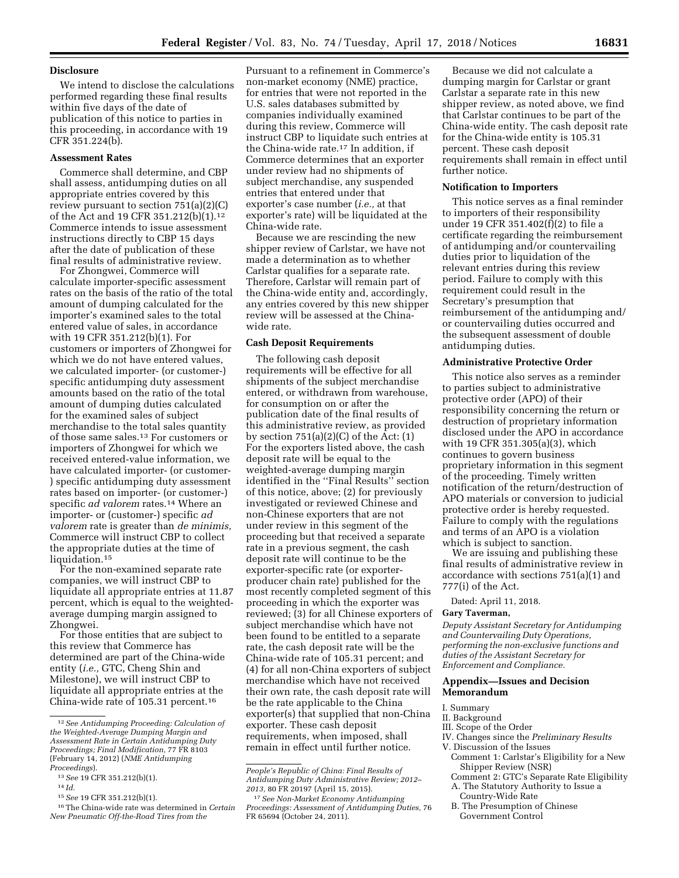### Disclosure

We intend to disclose the calculations performed regarding these final results within five days of the date of publication of this notice to parties in this proceeding, in accordance with 19 CFR 351.224(b).

### Assessment Rates

Commerce shall determine, and CBP shall assess, antidumping duties on all appropriate entries covered by this review pursuant to section 751(a)(2)(C) of the Act and 19 CFR 351.212(b)(1).[12] Commerce intends to issue assessment instructions directly to CBP 15 days after the date of publication of these final results of administrative review.

For Zhongwei, Commerce will calculate importer-specific assessment rates on the basis of the ratio of the total amount of dumping calculated for the importer's examined sales to the total entered value of sales, in accordance with 19 CFR 351.212(b)(1). For customers or importers of Zhongwei for which we do not have entered values, we calculated importer- (or customer-) specific antidumping duty assessment amounts based on the ratio of the total amount of dumping duties calculated for the examined sales of subject merchandise to the total sales quantity of those same sales.[13] For customers or importers of Zhongwei for which we received entered-value information, we have calculated importer- (or customer-) specific antidumping duty assessment rates based on importer- (or customer-) specific *ad valorem* rates.[14] Where an importer- or (customer-) specific *ad valorem* rate is greater than *de minimis,* Commerce will instruct CBP to collect the appropriate duties at the time of liquidation.[15]

For the non-examined separate rate companies, we will instruct CBP to liquidate all appropriate entries at 11.87 percent, which is equal to the weighted-average dumping margin assigned to Zhongwei.

For those entities that are subject to this review that Commerce has determined are part of the China-wide entity (*i.e.,* GTC, Cheng Shin and Milestone), we will instruct CBP to liquidate all appropriate entries at the China-wide rate of 105.31 percent.[16] Pursuant to a refinement in Commerce's non-market economy (NME) practice, for entries that were not reported in the U.S. sales databases submitted by companies individually examined during this review, Commerce will instruct CBP to liquidate such entries at the China-wide rate.[17] In addition, if Commerce determines that an exporter under review had no shipments of subject merchandise, any suspended entries that entered under that exporter's case number (*i.e.,* at that exporter's rate) will be liquidated at the China-wide rate.

Because we are rescinding the new shipper review of Carlstar, we have not made a determination as to whether Carlstar qualifies for a separate rate. Therefore, Carlstar will remain part of the China-wide entity and, accordingly, any entries covered by this new shipper review will be assessed at the China-wide rate.

### Cash Deposit Requirements

The following cash deposit requirements will be effective for all shipments of the subject merchandise entered, or withdrawn from warehouse, for consumption on or after the publication date of the final results of this administrative review, as provided by section 751(a)(2)(C) of the Act: (1) For the exporters listed above, the cash deposit rate will be equal to the weighted-average dumping margin identified in the ''Final Results'' section of this notice, above; (2) for previously investigated or reviewed Chinese and non-Chinese exporters that are not under review in this segment of the proceeding but that received a separate rate in a previous segment, the cash deposit rate will continue to be the exporter-specific rate (or exporter-producer chain rate) published for the most recently completed segment of this proceeding in which the exporter was reviewed; (3) for all Chinese exporters of subject merchandise which have not been found to be entitled to a separate rate, the cash deposit rate will be the China-wide rate of 105.31 percent; and (4) for all non-China exporters of subject merchandise which have not received their own rate, the cash deposit rate will be the rate applicable to the China exporter(s) that supplied that non-China exporter. These cash deposit requirements, when imposed, shall remain in effect until further notice.

Because we did not calculate a dumping margin for Carlstar or grant Carlstar a separate rate in this new shipper review, as noted above, we find that Carlstar continues to be part of the China-wide entity. The cash deposit rate for the China-wide entity is 105.31 percent. These cash deposit requirements shall remain in effect until further notice.

### Notification to Importers

This notice serves as a final reminder to importers of their responsibility under 19 CFR 351.402(f)(2) to file a certificate regarding the reimbursement of antidumping and/or countervailing duties prior to liquidation of the relevant entries during this review period. Failure to comply with this requirement could result in the Secretary's presumption that reimbursement of the antidumping and/or countervailing duties occurred and the subsequent assessment of double antidumping duties.

### Administrative Protective Order

This notice also serves as a reminder to parties subject to administrative protective order (APO) of their responsibility concerning the return or destruction of proprietary information disclosed under the APO in accordance with 19 CFR 351.305(a)(3), which continues to govern business proprietary information in this segment of the proceeding. Timely written notification of the return/destruction of APO materials or conversion to judicial protective order is hereby requested. Failure to comply with the regulations and terms of an APO is a violation which is subject to sanction.

We are issuing and publishing these final results of administrative review in accordance with sections 751(a)(1) and 777(i) of the Act.

Dated: April 11, 2018.

**Gary Taverman,**

*Deputy Assistant Secretary for Antidumping and Countervailing Duty Operations, performing the non-exclusive functions and duties of the Assistant Secretary for Enforcement and Compliance.*

### Appendix—Issues and Decision Memorandum

I. Summary
II. Background
III. Scope of the Order
IV. Changes since the *Preliminary Results*
V. Discussion of the Issues
  Comment 1: Carlstar's Eligibility for a New Shipper Review (NSR)
  Comment 2: GTC's Separate Rate Eligibility
  A. The Statutory Authority to Issue a Country-Wide Rate
  B. The Presumption of Chinese Government Control

---

[12] *See Antidumping Proceeding: Calculation of the Weighted-Average Dumping Margin and Assessment Rate in Certain Antidumping Duty Proceedings; Final Modification,* 77 FR 8103 (February 14, 2012) (*NME Antidumping Proceedings*).

[13] *See* 19 CFR 351.212(b)(1).

[14] *Id.*

[15] *See* 19 CFR 351.212(b)(1).

[16] The China-wide rate was determined in *Certain New Pneumatic Off-the-Road Tires from the People's Republic of China: Final Results of Antidumping Duty Administrative Review; 2012–2013,* 80 FR 20197 (April 15, 2015).

[17] *See Non-Market Economy Antidumping Proceedings: Assessment of Antidumping Duties,* 76 FR 65694 (October 24, 2011).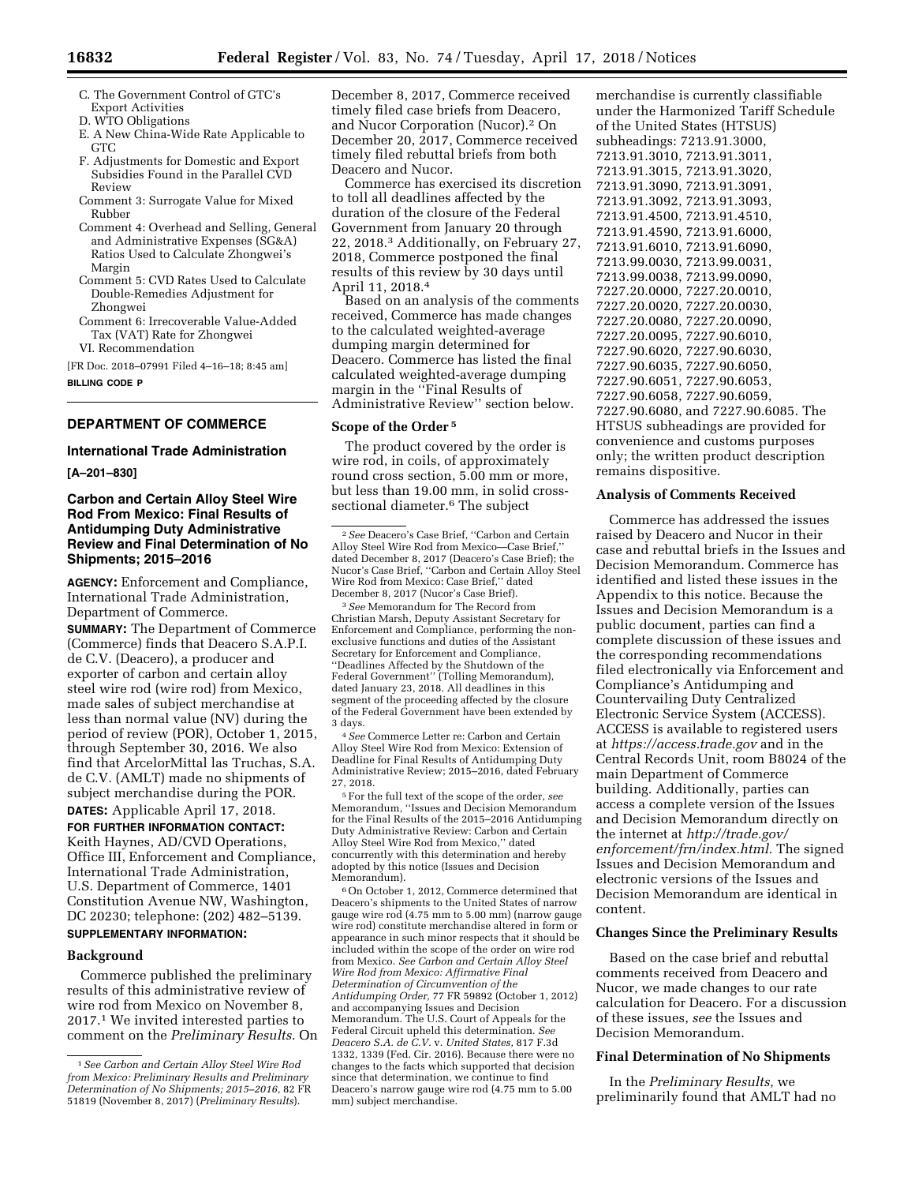C. The Government Control of GTC's Export Activities
D. WTO Obligations
E. A New China-Wide Rate Applicable to GTC
F. Adjustments for Domestic and Export Subsidies Found in the Parallel CVD Review
Comment 3: Surrogate Value for Mixed Rubber
Comment 4: Overhead and Selling, General and Administrative Expenses (SG&A) Ratios Used to Calculate Zhongwei's Margin
Comment 5: CVD Rates Used to Calculate Double-Remedies Adjustment for Zhongwei
Comment 6: Irrecoverable Value-Added Tax (VAT) Rate for Zhongwei
VI. Recommendation

[FR Doc. 2018–07991 Filed 4–16–18; 8:45 am]

**BILLING CODE P**

## DEPARTMENT OF COMMERCE

### International Trade Administration

**[A–201–830]**

### Carbon and Certain Alloy Steel Wire Rod From Mexico: Final Results of Antidumping Duty Administrative Review and Final Determination of No Shipments; 2015–2016

**AGENCY:** Enforcement and Compliance, International Trade Administration, Department of Commerce.

**SUMMARY:** The Department of Commerce (Commerce) finds that Deacero S.A.P.I. de C.V. (Deacero), a producer and exporter of carbon and certain alloy steel wire rod (wire rod) from Mexico, made sales of subject merchandise at less than normal value (NV) during the period of review (POR), October 1, 2015, through September 30, 2016. We also find that ArcelorMittal las Truchas, S.A. de C.V. (AMLT) made no shipments of subject merchandise during the POR.

**DATES:** Applicable April 17, 2018.

**FOR FURTHER INFORMATION CONTACT:** Keith Haynes, AD/CVD Operations, Office III, Enforcement and Compliance, International Trade Administration, U.S. Department of Commerce, 1401 Constitution Avenue NW, Washington, DC 20230; telephone: (202) 482–5139.

**SUPPLEMENTARY INFORMATION:**

### Background

Commerce published the preliminary results of this administrative review of wire rod from Mexico on November 8, 2017.[1] We invited interested parties to comment on the *Preliminary Results.* On December 8, 2017, Commerce received timely filed case briefs from Deacero, and Nucor Corporation (Nucor).[2] On December 20, 2017, Commerce received timely filed rebuttal briefs from both Deacero and Nucor.

Commerce has exercised its discretion to toll all deadlines affected by the duration of the closure of the Federal Government from January 20 through 22, 2018.[3] Additionally, on February 27, 2018, Commerce postponed the final results of this review by 30 days until April 11, 2018.[4]

Based on an analysis of the comments received, Commerce has made changes to the calculated weighted-average dumping margin determined for Deacero. Commerce has listed the final calculated weighted-average dumping margin in the "Final Results of Administrative Review" section below.

### Scope of the Order[5]

The product covered by the order is wire rod, in coils, of approximately round cross section, 5.00 mm or more, but less than 19.00 mm, in solid cross-sectional diameter.[6] The subject merchandise is currently classifiable under the Harmonized Tariff Schedule of the United States (HTSUS) subheadings: 7213.91.3000, 7213.91.3010, 7213.91.3011, 7213.91.3015, 7213.91.3020, 7213.91.3090, 7213.91.3091, 7213.91.3092, 7213.91.3093, 7213.91.4500, 7213.91.4510, 7213.91.4590, 7213.91.6000, 7213.91.6010, 7213.91.6090, 7213.99.0030, 7213.99.0031, 7213.99.0038, 7213.99.0090, 7227.20.0000, 7227.20.0010, 7227.20.0020, 7227.20.0030, 7227.20.0080, 7227.20.0090, 7227.20.0095, 7227.90.6010, 7227.90.6020, 7227.90.6030, 7227.90.6035, 7227.90.6050, 7227.90.6051, 7227.90.6053, 7227.90.6058, 7227.90.6059, 7227.90.6080, and 7227.90.6085. The HTSUS subheadings are provided for convenience and customs purposes only; the written product description remains dispositive.

### Analysis of Comments Received

Commerce has addressed the issues raised by Deacero and Nucor in their case and rebuttal briefs in the Issues and Decision Memorandum. Commerce has identified and listed these issues in the Appendix to this notice. Because the Issues and Decision Memorandum is a public document, parties can find a complete discussion of these issues and the corresponding recommendations filed electronically via Enforcement and Compliance's Antidumping and Countervailing Duty Centralized Electronic Service System (ACCESS). ACCESS is available to registered users at *https://access.trade.gov* and in the Central Records Unit, room B8024 of the main Department of Commerce building. Additionally, parties can access a complete version of the Issues and Decision Memorandum directly on the internet at *http://trade.gov/enforcement/frn/index.html.* The signed Issues and Decision Memorandum and electronic versions of the Issues and Decision Memorandum are identical in content.

### Changes Since the Preliminary Results

Based on the case brief and rebuttal comments received from Deacero and Nucor, we made changes to our rate calculation for Deacero. For a discussion of these issues, *see* the Issues and Decision Memorandum.

### Final Determination of No Shipments

In the *Preliminary Results,* we preliminarily found that AMLT had no

---

[1] *See Carbon and Certain Alloy Steel Wire Rod from Mexico: Preliminary Results and Preliminary Determination of No Shipments; 2015–2016,* 82 FR 51819 (November 8, 2017) (*Preliminary Results*).

[2] *See* Deacero's Case Brief, "Carbon and Certain Alloy Steel Wire Rod from Mexico—Case Brief," dated December 8, 2017 (Deacero's Case Brief); the Nucor's Case Brief, "Carbon and Certain Alloy Steel Wire Rod from Mexico: Case Brief," dated December 8, 2017 (Nucor's Case Brief).

[3] *See* Memorandum for The Record from Christian Marsh, Deputy Assistant Secretary for Enforcement and Compliance, performing the non-exclusive functions and duties of the Assistant Secretary for Enforcement and Compliance, "Deadlines Affected by the Shutdown of the Federal Government" (Tolling Memorandum), dated January 23, 2018. All deadlines in this segment of the proceeding affected by the closure of the Federal Government have been extended by 3 days.

[4] *See* Commerce Letter re: Carbon and Certain Alloy Steel Wire Rod from Mexico: Extension of Deadline for Final Results of Antidumping Duty Administrative Review; 2015–2016, dated February 27, 2018.

[5] For the full text of the scope of the order, *see* Memorandum, "Issues and Decision Memorandum for the Final Results of the 2015–2016 Antidumping Duty Administrative Review: Carbon and Certain Alloy Steel Wire Rod from Mexico," dated concurrently with this determination and hereby adopted by this notice (Issues and Decision Memorandum).

[6] On October 1, 2012, Commerce determined that Deacero's shipments to the United States of narrow gauge wire rod (4.75 mm to 5.00 mm) (narrow gauge wire rod) constitute merchandise altered in form or appearance in such minor respects that it should be included within the scope of the order on wire rod from Mexico. *See Carbon and Certain Alloy Steel Wire Rod from Mexico: Affirmative Final Determination of Circumvention of the Antidumping Order,* 77 FR 59892 (October 1, 2012) and accompanying Issues and Decision Memorandum. The U.S. Court of Appeals for the Federal Circuit upheld this determination. *See Deacero S.A. de C.V.* v. *United States,* 817 F.3d 1332, 1339 (Fed. Cir. 2016). Because there were no changes to the facts which supported that decision since that determination, we continue to find Deacero's narrow gauge wire rod (4.75 mm to 5.00 mm) subject merchandise.